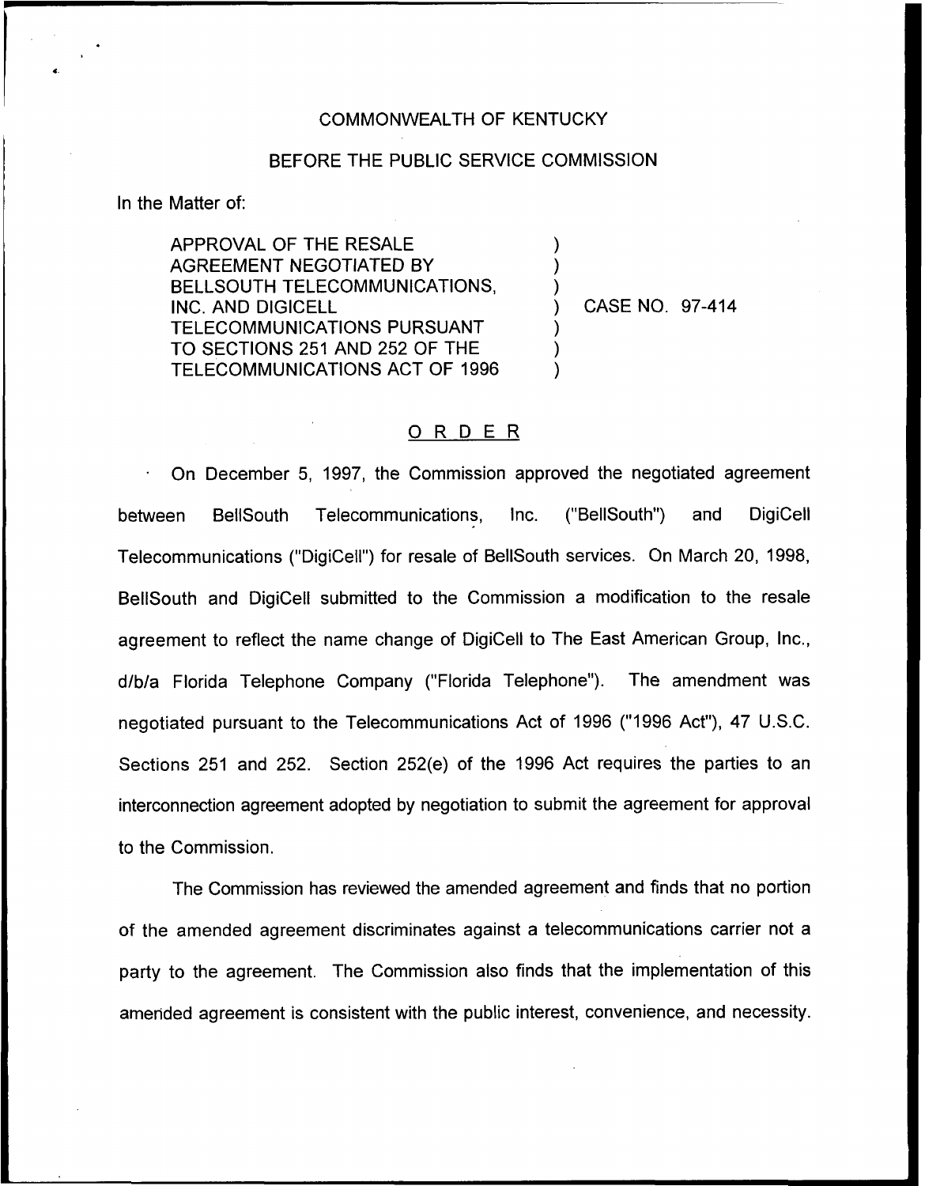COMMONWEALTH OF KENTUCKY

BEFORE THE PUBLIC SERVICE COMMISSION

In the Matter of:

APPROVAL OF THE RESALE AGREEMENT NEGOTIATED BY BELLSOUTH TELECOMMUNICATIONS, INC. AND DIGICELL TELECOMMUNICATIONS PURSUANT TO SECTIONS 251 AND 252 OF THE TELECOMMUNICATIONS ACT OF 1996 ) CASE NO. 97-414

# ORDER

On December 5, 1997, the Commission approved the negotiated agreement between BellSouth Telecommunications, Inc. ("BellSouth") and DigiCell Telecommunications ("DigiCell") for resale of BellSouth services. On March 20, 1998, BellSouth and DigiCell submitted to the Commission a modification to the resale agreement to reflect the name change of DigiCell to The East American Group, Inc., d/b/a Florida Telephone Company ("Florida Telephone"). The amendment was negotiated pursuant to the Telecommunications Act of 1996 ("1996 Act"), 47 U.S.C. Sections 251 and 252. Section 252(e) of the 1996 Act requires the parties to an interconnection agreement adopted by negotiation to submit the agreement for approval to the Commission.

The Commission has reviewed the amended agreement and finds that no portion of the amended agreement discriminates against a telecommunications carrier not a party to the agreement. The Commission also finds that the implementation of this amended agreement is consistent with the public interest, convenience, and necessity.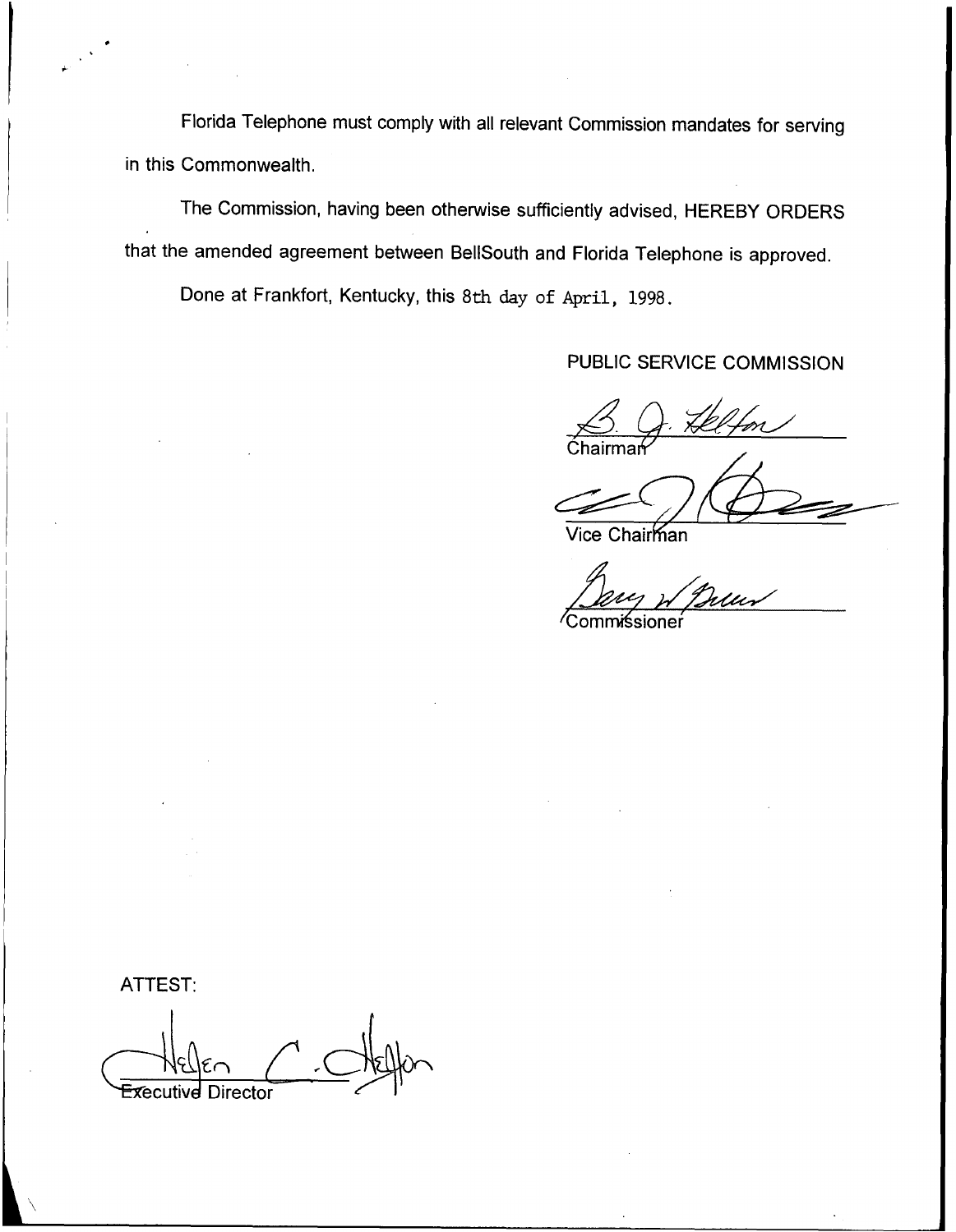Florida Telephone must comply with all relevant Commission mandates for serving in this Commonwealth.

The Commission, having been otherwise sufficiently advised, HEREBY ORDERS that the amended agreement between BellSouth and Florida Telephone is approved.

Done at Frankfort, Kentucky, this 8th day of April, 1998.

PUBLIC SERVICE COMMISSION

Chairman

Vice Chairman

Commissioner

ATTEST:

Executive Director